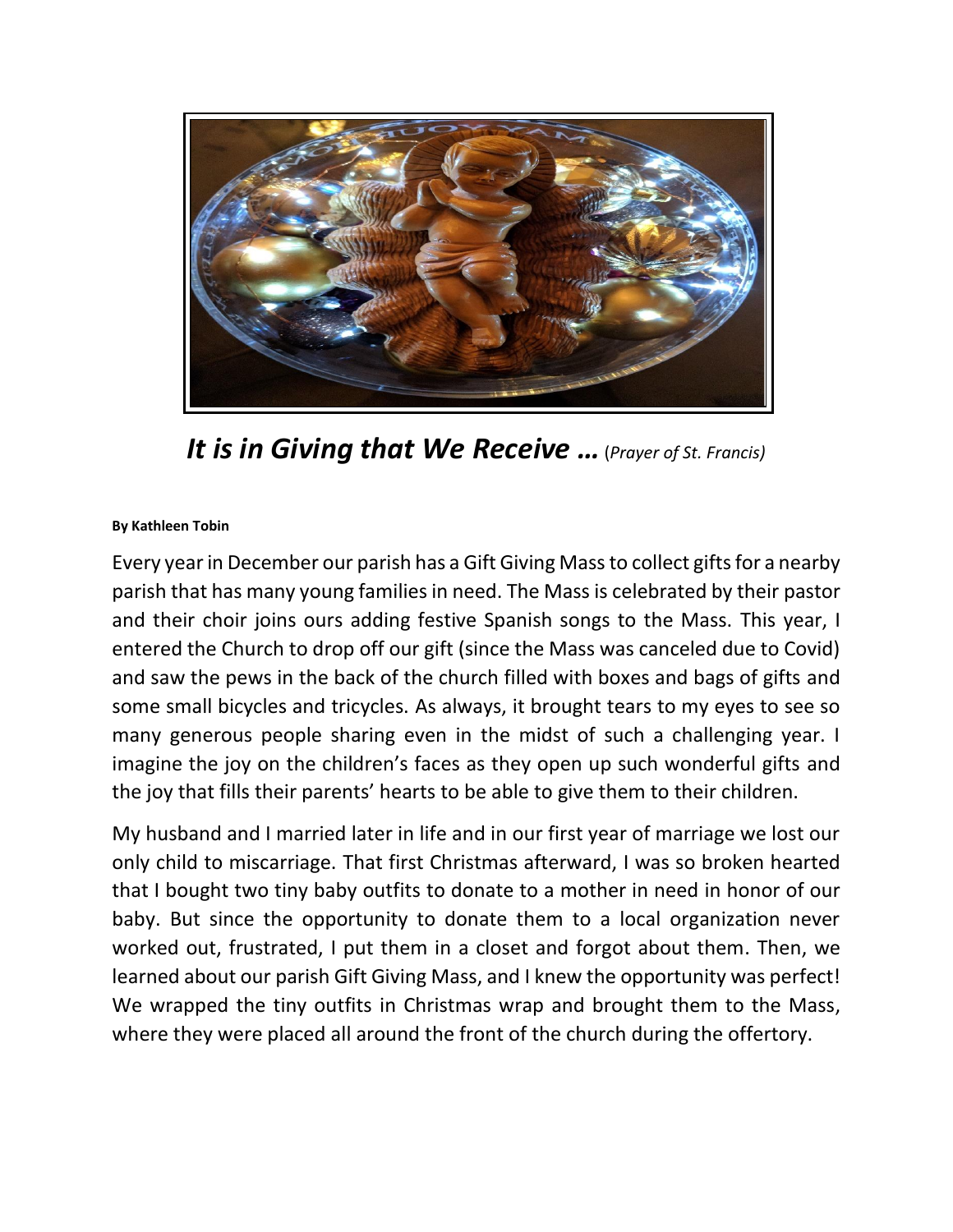# ***It is in Giving that We Receive …*** (*Prayer of St. Francis)*

**By Kathleen Tobin**

Every year in December our parish has a Gift Giving Mass to collect gifts for a nearby parish that has many young families in need. The Mass is celebrated by their pastor and their choir joins ours adding festive Spanish songs to the Mass. This year, I entered the Church to drop off our gift (since the Mass was canceled due to Covid) and saw the pews in the back of the church filled with boxes and bags of gifts and some small bicycles and tricycles. As always, it brought tears to my eyes to see so many generous people sharing even in the midst of such a challenging year. I imagine the joy on the children's faces as they open up such wonderful gifts and the joy that fills their parents' hearts to be able to give them to their children.

My husband and I married later in life and in our first year of marriage we lost our only child to miscarriage. That first Christmas afterward, I was so broken hearted that I bought two tiny baby outfits to donate to a mother in need in honor of our baby. But since the opportunity to donate them to a local organization never worked out, frustrated, I put them in a closet and forgot about them. Then, we learned about our parish Gift Giving Mass, and I knew the opportunity was perfect! We wrapped the tiny outfits in Christmas wrap and brought them to the Mass, where they were placed all around the front of the church during the offertory.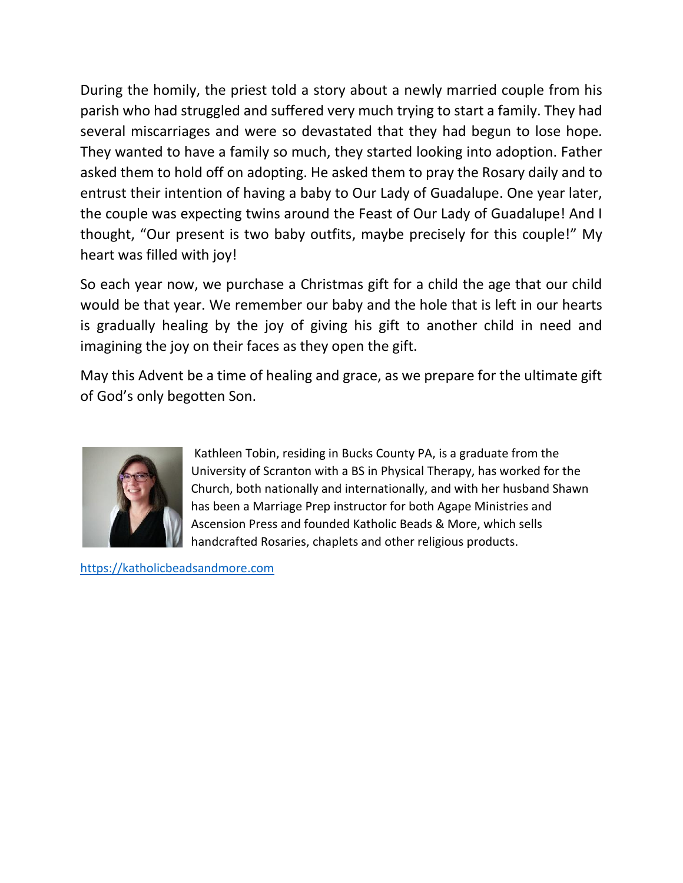During the homily, the priest told a story about a newly married couple from his parish who had struggled and suffered very much trying to start a family. They had several miscarriages and were so devastated that they had begun to lose hope. They wanted to have a family so much, they started looking into adoption. Father asked them to hold off on adopting. He asked them to pray the Rosary daily and to entrust their intention of having a baby to Our Lady of Guadalupe. One year later, the couple was expecting twins around the Feast of Our Lady of Guadalupe! And I thought, "Our present is two baby outfits, maybe precisely for this couple!" My heart was filled with joy!

So each year now, we purchase a Christmas gift for a child the age that our child would be that year. We remember our baby and the hole that is left in our hearts is gradually healing by the joy of giving his gift to another child in need and imagining the joy on their faces as they open the gift.

May this Advent be a time of healing and grace, as we prepare for the ultimate gift of God's only begotten Son.

Kathleen Tobin, residing in Bucks County PA, is a graduate from the University of Scranton with a BS in Physical Therapy, has worked for the Church, both nationally and internationally, and with her husband Shawn has been a Marriage Prep instructor for both Agape Ministries and Ascension Press and founded Katholic Beads & More, which sells handcrafted Rosaries, chaplets and other religious products.

https://katholicbeadsandmore.com